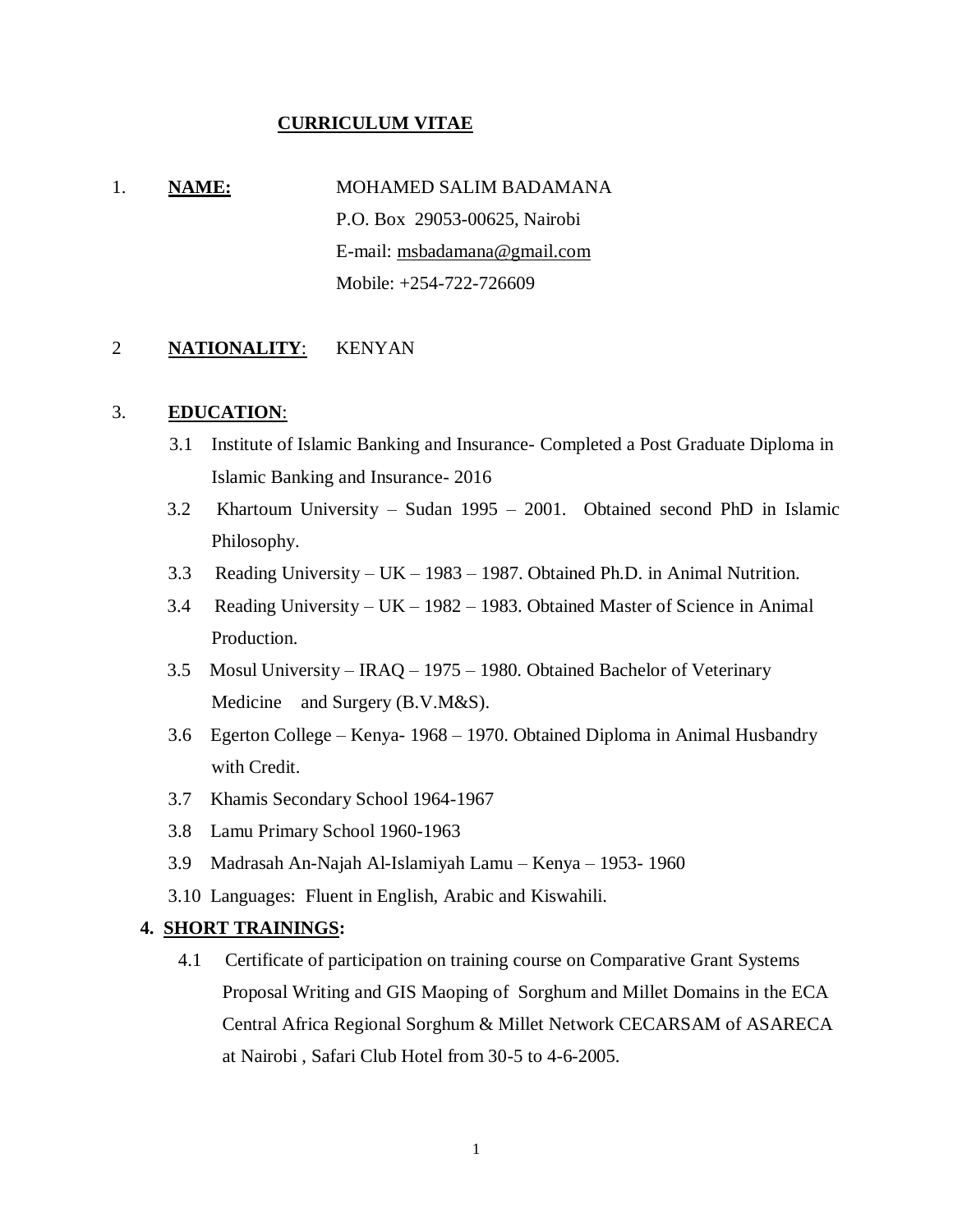**CURRICULUM VITAE**

1. **NAME:** MOHAMED SALIM BADAMANA
   P.O. Box 29053-00625, Nairobi
   E-mail: msbadamana@gmail.com
   Mobile: +254-722-726609

2 **NATIONALITY**: KENYAN

3. **EDUCATION**:

   3.1 Institute of Islamic Banking and Insurance- Completed a Post Graduate Diploma in Islamic Banking and Insurance- 2016

   3.2 Khartoum University – Sudan 1995 – 2001. Obtained second PhD in Islamic Philosophy.

   3.3 Reading University – UK – 1983 – 1987. Obtained Ph.D. in Animal Nutrition.

   3.4 Reading University – UK – 1982 – 1983. Obtained Master of Science in Animal Production.

   3.5 Mosul University – IRAQ – 1975 – 1980. Obtained Bachelor of Veterinary Medicine and Surgery (B.V.M&S).

   3.6 Egerton College – Kenya- 1968 – 1970. Obtained Diploma in Animal Husbandry with Credit.

   3.7 Khamis Secondary School 1964-1967

   3.8 Lamu Primary School 1960-1963

   3.9 Madrasah An-Najah Al-Islamiyah Lamu – Kenya – 1953- 1960

   3.10 Languages: Fluent in English, Arabic and Kiswahili.

4. **SHORT TRAININGS:**

   4.1 Certificate of participation on training course on Comparative Grant Systems Proposal Writing and GIS Maoping of Sorghum and Millet Domains in the ECA Central Africa Regional Sorghum & Millet Network CECARSAM of ASARECA at Nairobi , Safari Club Hotel from 30-5 to 4-6-2005.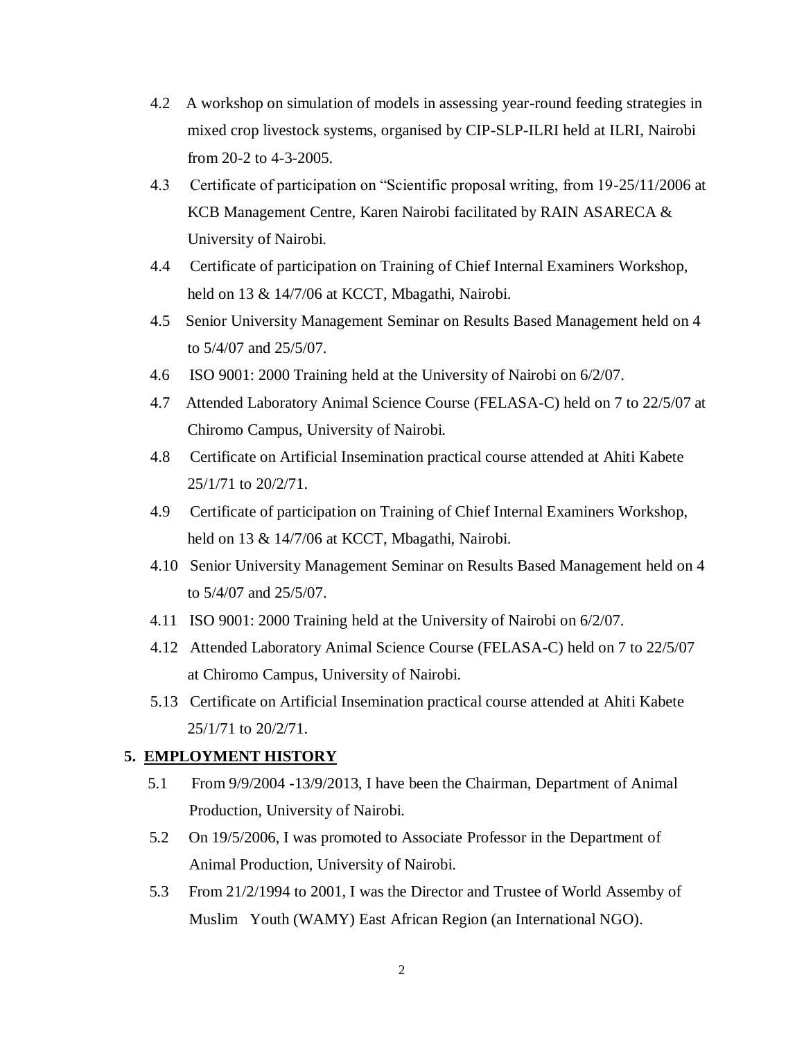4.2 A workshop on simulation of models in assessing year-round feeding strategies in mixed crop livestock systems, organised by CIP-SLP-ILRI held at ILRI, Nairobi from 20-2 to 4-3-2005.

4.3 Certificate of participation on "Scientific proposal writing, from 19-25/11/2006 at KCB Management Centre, Karen Nairobi facilitated by RAIN ASARECA & University of Nairobi.

4.4 Certificate of participation on Training of Chief Internal Examiners Workshop, held on 13 & 14/7/06 at KCCT, Mbagathi, Nairobi.

4.5 Senior University Management Seminar on Results Based Management held on 4 to 5/4/07 and 25/5/07.

4.6 ISO 9001: 2000 Training held at the University of Nairobi on 6/2/07.

4.7 Attended Laboratory Animal Science Course (FELASA-C) held on 7 to 22/5/07 at Chiromo Campus, University of Nairobi.

4.8 Certificate on Artificial Insemination practical course attended at Ahiti Kabete 25/1/71 to 20/2/71.

4.9 Certificate of participation on Training of Chief Internal Examiners Workshop, held on 13 & 14/7/06 at KCCT, Mbagathi, Nairobi.

4.10 Senior University Management Seminar on Results Based Management held on 4 to 5/4/07 and 25/5/07.

4.11 ISO 9001: 2000 Training held at the University of Nairobi on 6/2/07.

4.12 Attended Laboratory Animal Science Course (FELASA-C) held on 7 to 22/5/07 at Chiromo Campus, University of Nairobi.

5.13 Certificate on Artificial Insemination practical course attended at Ahiti Kabete 25/1/71 to 20/2/71.

## 5. EMPLOYMENT HISTORY

5.1 From 9/9/2004 -13/9/2013, I have been the Chairman, Department of Animal Production, University of Nairobi.

5.2 On 19/5/2006, I was promoted to Associate Professor in the Department of Animal Production, University of Nairobi.

5.3 From 21/2/1994 to 2001, I was the Director and Trustee of World Assemby of Muslim Youth (WAMY) East African Region (an International NGO).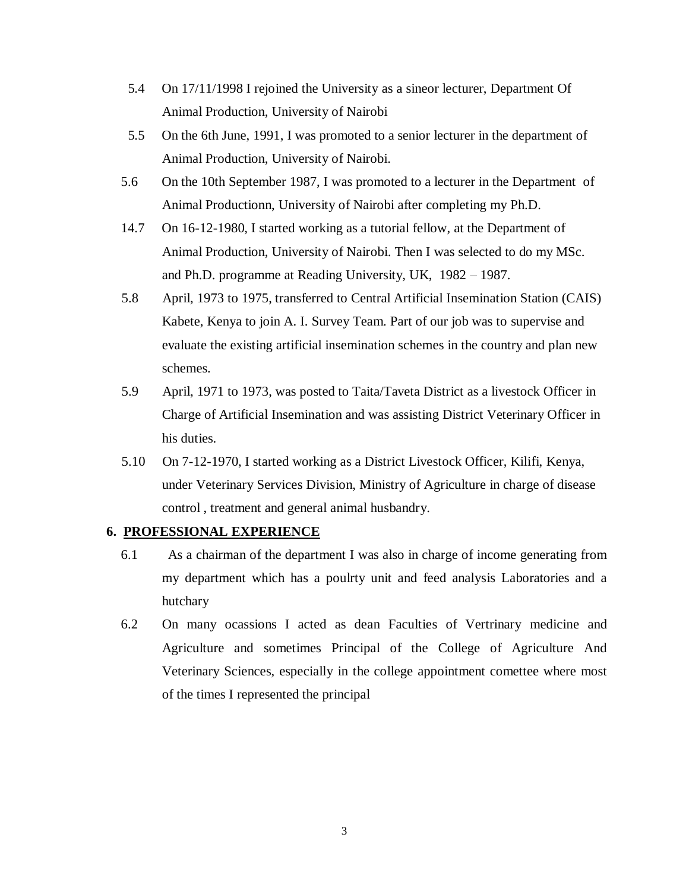5.4 On 17/11/1998 I rejoined the University as a sineor lecturer, Department Of Animal Production, University of Nairobi

5.5 On the 6th June, 1991, I was promoted to a senior lecturer in the department of Animal Production, University of Nairobi.

5.6 On the 10th September 1987, I was promoted to a lecturer in the Department of Animal Productionn, University of Nairobi after completing my Ph.D.

14.7 On 16-12-1980, I started working as a tutorial fellow, at the Department of Animal Production, University of Nairobi. Then I was selected to do my MSc. and Ph.D. programme at Reading University, UK, 1982 – 1987.

5.8 April, 1973 to 1975, transferred to Central Artificial Insemination Station (CAIS) Kabete, Kenya to join A. I. Survey Team. Part of our job was to supervise and evaluate the existing artificial insemination schemes in the country and plan new schemes.

5.9 April, 1971 to 1973, was posted to Taita/Taveta District as a livestock Officer in Charge of Artificial Insemination and was assisting District Veterinary Officer in his duties.

5.10 On 7-12-1970, I started working as a District Livestock Officer, Kilifi, Kenya, under Veterinary Services Division, Ministry of Agriculture in charge of disease control , treatment and general animal husbandry.

## 6. PROFESSIONAL EXPERIENCE

6.1 As a chairman of the department I was also in charge of income generating from my department which has a poulrty unit and feed analysis Laboratories and a hutchary

6.2 On many ocassions I acted as dean Faculties of Vertrinary medicine and Agriculture and sometimes Principal of the College of Agriculture And Veterinary Sciences, especially in the college appointment comettee where most of the times I represented the principal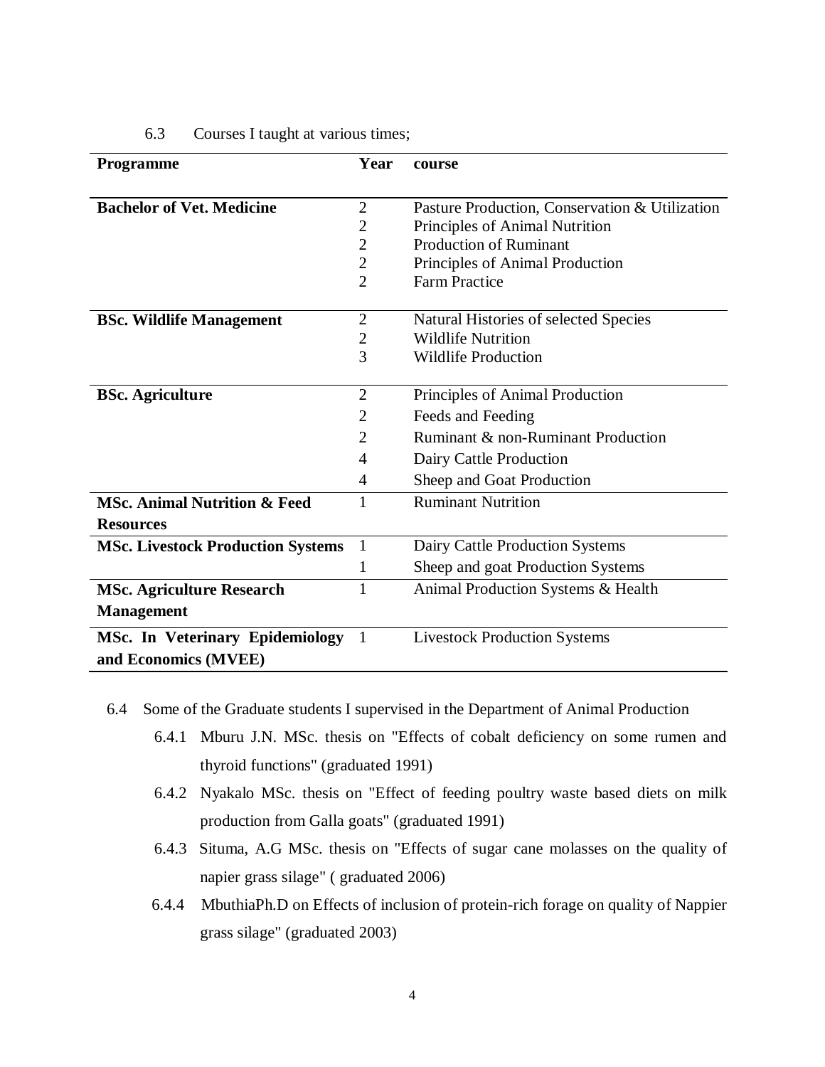6.3 Courses I taught at various times;

| Programme | Year | course |
|---|---|---|
| **Bachelor of Vet. Medicine** | 2 | Pasture Production, Conservation & Utilization |
| | 2 | Principles of Animal Nutrition |
| | 2 | Production of Ruminant |
| | 2 | Principles of Animal Production |
| | 2 | Farm Practice |
| **BSc. Wildlife Management** | 2 | Natural Histories of selected Species |
| | 2 | Wildlife Nutrition |
| | 3 | Wildlife Production |
| **BSc. Agriculture** | 2 | Principles of Animal Production |
| | 2 | Feeds and Feeding |
| | 2 | Ruminant & non-Ruminant Production |
| | 4 | Dairy Cattle Production |
| | 4 | Sheep and Goat Production |
| **MSc. Animal Nutrition & Feed Resources** | 1 | Ruminant Nutrition |
| **MSc. Livestock Production Systems** | 1 | Dairy Cattle Production Systems |
| | 1 | Sheep and goat Production Systems |
| **MSc. Agriculture Research Management** | 1 | Animal Production Systems & Health |
| **MSc. In Veterinary Epidemiology and Economics (MVEE)** | 1 | Livestock Production Systems |

6.4 Some of the Graduate students I supervised in the Department of Animal Production

6.4.1 Mburu J.N. MSc. thesis on "Effects of cobalt deficiency on some rumen and thyroid functions" (graduated 1991)

6.4.2 Nyakalo MSc. thesis on "Effect of feeding poultry waste based diets on milk production from Galla goats" (graduated 1991)

6.4.3 Situma, A.G MSc. thesis on "Effects of sugar cane molasses on the quality of napier grass silage" ( graduated 2006)

6.4.4 MbuthiaPh.D on Effects of inclusion of protein-rich forage on quality of Nappier grass silage" (graduated 2003)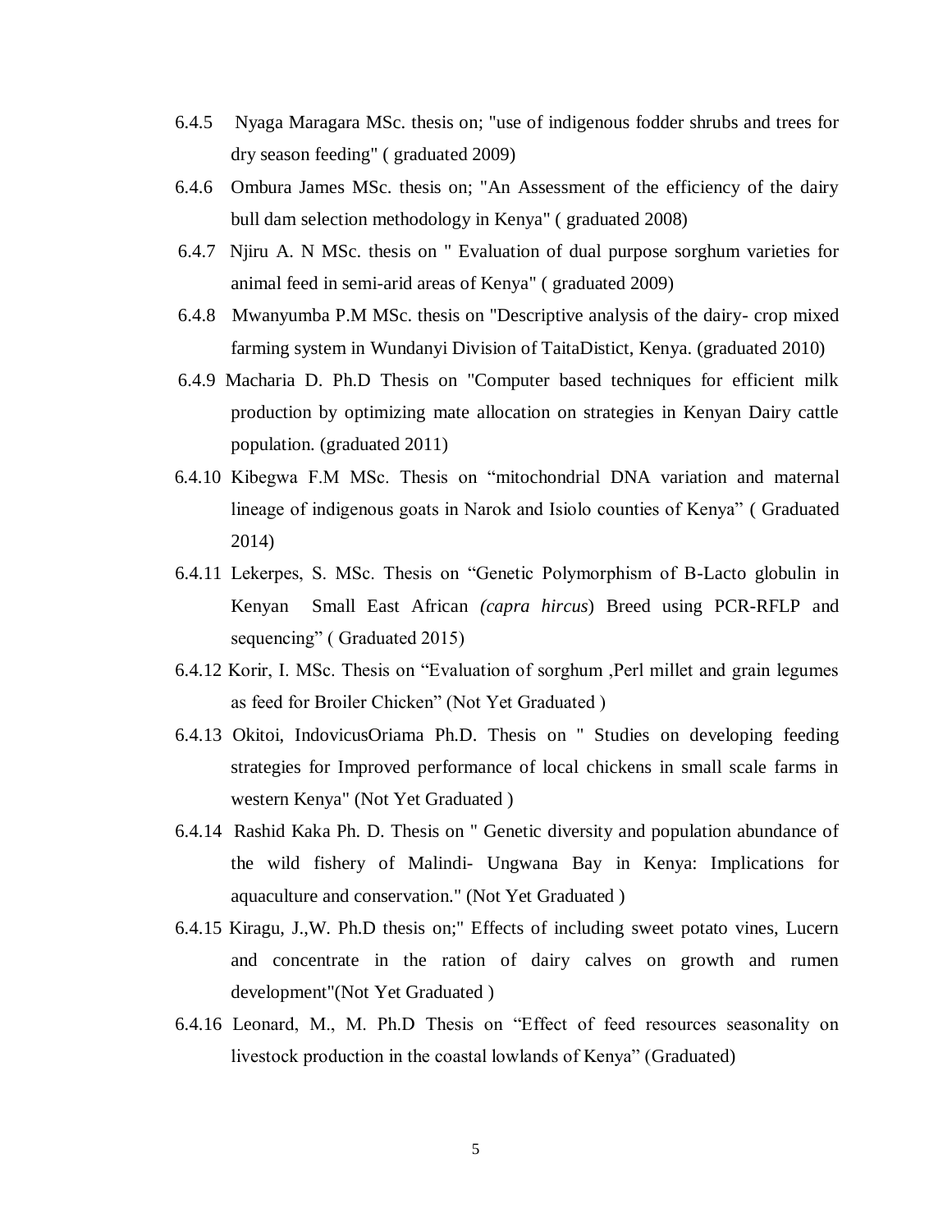6.4.5 Nyaga Maragara MSc. thesis on; "use of indigenous fodder shrubs and trees for dry season feeding" ( graduated 2009)

6.4.6 Ombura James MSc. thesis on; "An Assessment of the efficiency of the dairy bull dam selection methodology in Kenya" ( graduated 2008)

6.4.7 Njiru A. N MSc. thesis on " Evaluation of dual purpose sorghum varieties for animal feed in semi-arid areas of Kenya" ( graduated 2009)

6.4.8 Mwanyumba P.M MSc. thesis on "Descriptive analysis of the dairy- crop mixed farming system in Wundanyi Division of TaitaDistict, Kenya. (graduated 2010)

6.4.9 Macharia D. Ph.D Thesis on "Computer based techniques for efficient milk production by optimizing mate allocation on strategies in Kenyan Dairy cattle population. (graduated 2011)

6.4.10 Kibegwa F.M MSc. Thesis on "mitochondrial DNA variation and maternal lineage of indigenous goats in Narok and Isiolo counties of Kenya" ( Graduated 2014)

6.4.11 Lekerpes, S. MSc. Thesis on "Genetic Polymorphism of B-Lacto globulin in Kenyan Small East African *(capra hircus*) Breed using PCR-RFLP and sequencing" ( Graduated 2015)

6.4.12 Korir, I. MSc. Thesis on "Evaluation of sorghum ,Perl millet and grain legumes as feed for Broiler Chicken" (Not Yet Graduated )

6.4.13 Okitoi, IndovicusOriama Ph.D. Thesis on " Studies on developing feeding strategies for Improved performance of local chickens in small scale farms in western Kenya" (Not Yet Graduated )

6.4.14 Rashid Kaka Ph. D. Thesis on " Genetic diversity and population abundance of the wild fishery of Malindi- Ungwana Bay in Kenya: Implications for aquaculture and conservation." (Not Yet Graduated )

6.4.15 Kiragu, J.,W. Ph.D thesis on;" Effects of including sweet potato vines, Lucern and concentrate in the ration of dairy calves on growth and rumen development"(Not Yet Graduated )

6.4.16 Leonard, M., M. Ph.D Thesis on "Effect of feed resources seasonality on livestock production in the coastal lowlands of Kenya" (Graduated)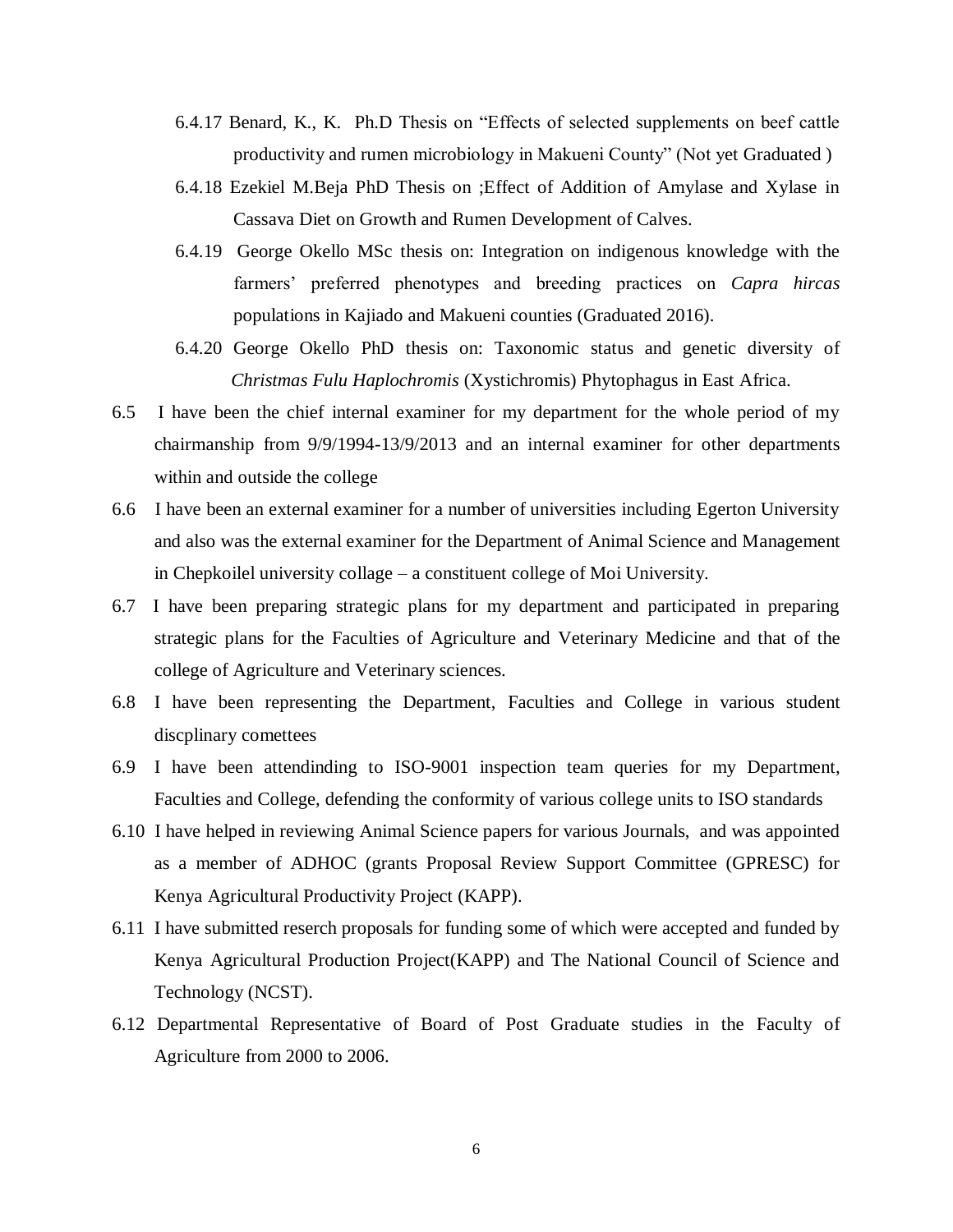6.4.17 Benard, K., K. Ph.D Thesis on "Effects of selected supplements on beef cattle productivity and rumen microbiology in Makueni County" (Not yet Graduated )

6.4.18 Ezekiel M.Beja PhD Thesis on ;Effect of Addition of Amylase and Xylase in Cassava Diet on Growth and Rumen Development of Calves.

6.4.19 George Okello MSc thesis on: Integration on indigenous knowledge with the farmers' preferred phenotypes and breeding practices on *Capra hircas* populations in Kajiado and Makueni counties (Graduated 2016).

6.4.20 George Okello PhD thesis on: Taxonomic status and genetic diversity of *Christmas Fulu Haplochromis* (Xystichromis) Phytophagus in East Africa.

6.5 I have been the chief internal examiner for my department for the whole period of my chairmanship from 9/9/1994-13/9/2013 and an internal examiner for other departments within and outside the college

6.6 I have been an external examiner for a number of universities including Egerton University and also was the external examiner for the Department of Animal Science and Management in Chepkoilel university collage – a constituent college of Moi University.

6.7 I have been preparing strategic plans for my department and participated in preparing strategic plans for the Faculties of Agriculture and Veterinary Medicine and that of the college of Agriculture and Veterinary sciences.

6.8 I have been representing the Department, Faculties and College in various student discplinary comettees

6.9 I have been attendinding to ISO-9001 inspection team queries for my Department, Faculties and College, defending the conformity of various college units to ISO standards

6.10 I have helped in reviewing Animal Science papers for various Journals, and was appointed as a member of ADHOC (grants Proposal Review Support Committee (GPRESC) for Kenya Agricultural Productivity Project (KAPP).

6.11 I have submitted reserch proposals for funding some of which were accepted and funded by Kenya Agricultural Production Project(KAPP) and The National Council of Science and Technology (NCST).

6.12 Departmental Representative of Board of Post Graduate studies in the Faculty of Agriculture from 2000 to 2006.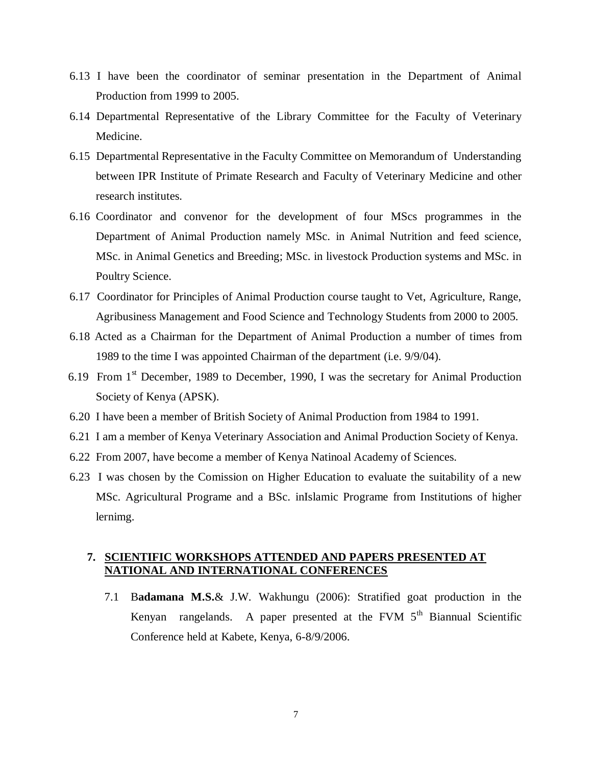6.13 I have been the coordinator of seminar presentation in the Department of Animal Production from 1999 to 2005.

6.14 Departmental Representative of the Library Committee for the Faculty of Veterinary Medicine.

6.15 Departmental Representative in the Faculty Committee on Memorandum of Understanding between IPR Institute of Primate Research and Faculty of Veterinary Medicine and other research institutes.

6.16 Coordinator and convenor for the development of four MScs programmes in the Department of Animal Production namely MSc. in Animal Nutrition and feed science, MSc. in Animal Genetics and Breeding; MSc. in livestock Production systems and MSc. in Poultry Science.

6.17 Coordinator for Principles of Animal Production course taught to Vet, Agriculture, Range, Agribusiness Management and Food Science and Technology Students from 2000 to 2005.

6.18 Acted as a Chairman for the Department of Animal Production a number of times from 1989 to the time I was appointed Chairman of the department (i.e. 9/9/04).

6.19 From 1st December, 1989 to December, 1990, I was the secretary for Animal Production Society of Kenya (APSK).

6.20 I have been a member of British Society of Animal Production from 1984 to 1991.

6.21 I am a member of Kenya Veterinary Association and Animal Production Society of Kenya.

6.22 From 2007, have become a member of Kenya Natinoal Academy of Sciences.

6.23 I was chosen by the Comission on Higher Education to evaluate the suitability of a new MSc. Agricultural Programe and a BSc. inIslamic Programe from Institutions of higher lernimg.

## 7. SCIENTIFIC WORKSHOPS ATTENDED AND PAPERS PRESENTED AT NATIONAL AND INTERNATIONAL CONFERENCES

7.1 B**adamana M.S.**& J.W. Wakhungu (2006): Stratified goat production in the Kenyan rangelands. A paper presented at the FVM 5th Biannual Scientific Conference held at Kabete, Kenya, 6-8/9/2006.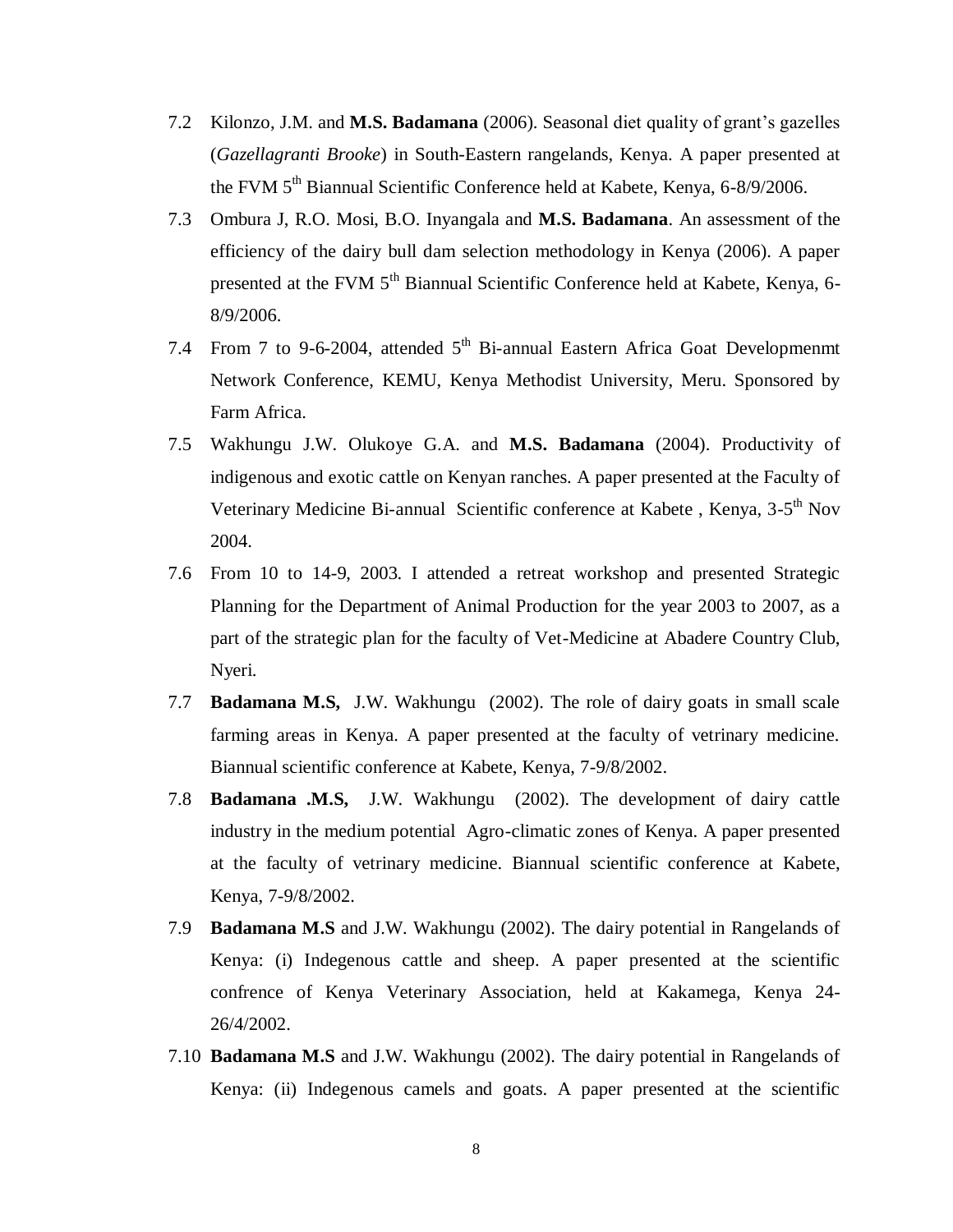7.2 Kilonzo, J.M. and **M.S. Badamana** (2006). Seasonal diet quality of grant's gazelles (*Gazellagranti Brooke*) in South-Eastern rangelands, Kenya. A paper presented at the FVM 5th Biannual Scientific Conference held at Kabete, Kenya, 6-8/9/2006.

7.3 Ombura J, R.O. Mosi, B.O. Inyangala and **M.S. Badamana**. An assessment of the efficiency of the dairy bull dam selection methodology in Kenya (2006). A paper presented at the FVM 5th Biannual Scientific Conference held at Kabete, Kenya, 6-8/9/2006.

7.4 From 7 to 9-6-2004, attended 5th Bi-annual Eastern Africa Goat Developmenmt Network Conference, KEMU, Kenya Methodist University, Meru. Sponsored by Farm Africa.

7.5 Wakhungu J.W. Olukoye G.A. and **M.S. Badamana** (2004). Productivity of indigenous and exotic cattle on Kenyan ranches. A paper presented at the Faculty of Veterinary Medicine Bi-annual Scientific conference at Kabete , Kenya, 3-5th Nov 2004.

7.6 From 10 to 14-9, 2003. I attended a retreat workshop and presented Strategic Planning for the Department of Animal Production for the year 2003 to 2007, as a part of the strategic plan for the faculty of Vet-Medicine at Abadere Country Club, Nyeri.

7.7 **Badamana M.S,** J.W. Wakhungu (2002). The role of dairy goats in small scale farming areas in Kenya. A paper presented at the faculty of vetrinary medicine. Biannual scientific conference at Kabete, Kenya, 7-9/8/2002.

7.8 **Badamana .M.S,** J.W. Wakhungu (2002). The development of dairy cattle industry in the medium potential Agro-climatic zones of Kenya. A paper presented at the faculty of vetrinary medicine. Biannual scientific conference at Kabete, Kenya, 7-9/8/2002.

7.9 **Badamana M.S** and J.W. Wakhungu (2002). The dairy potential in Rangelands of Kenya: (i) Indegenous cattle and sheep. A paper presented at the scientific confrence of Kenya Veterinary Association, held at Kakamega, Kenya 24-26/4/2002.

7.10 **Badamana M.S** and J.W. Wakhungu (2002). The dairy potential in Rangelands of Kenya: (ii) Indegenous camels and goats. A paper presented at the scientific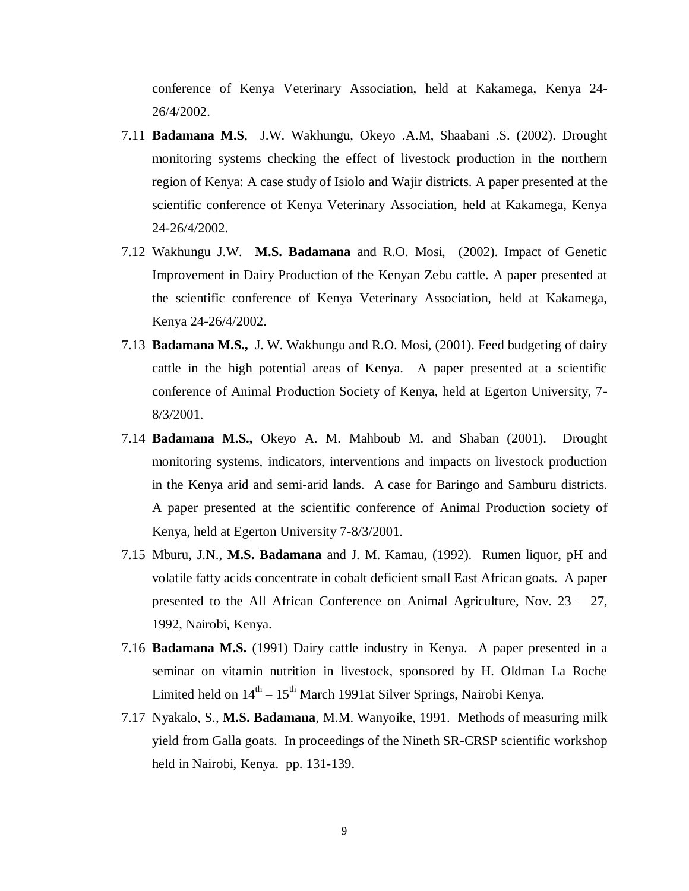conference of Kenya Veterinary Association, held at Kakamega, Kenya 24-26/4/2002.

7.11 **Badamana M.S**, J.W. Wakhungu, Okeyo .A.M, Shaabani .S. (2002). Drought monitoring systems checking the effect of livestock production in the northern region of Kenya: A case study of Isiolo and Wajir districts. A paper presented at the scientific conference of Kenya Veterinary Association, held at Kakamega, Kenya 24-26/4/2002.

7.12 Wakhungu J.W. **M.S. Badamana** and R.O. Mosi, (2002). Impact of Genetic Improvement in Dairy Production of the Kenyan Zebu cattle. A paper presented at the scientific conference of Kenya Veterinary Association, held at Kakamega, Kenya 24-26/4/2002.

7.13 **Badamana M.S.,** J. W. Wakhungu and R.O. Mosi, (2001). Feed budgeting of dairy cattle in the high potential areas of Kenya. A paper presented at a scientific conference of Animal Production Society of Kenya, held at Egerton University, 7-8/3/2001.

7.14 **Badamana M.S.,** Okeyo A. M. Mahboub M. and Shaban (2001). Drought monitoring systems, indicators, interventions and impacts on livestock production in the Kenya arid and semi-arid lands. A case for Baringo and Samburu districts. A paper presented at the scientific conference of Animal Production society of Kenya, held at Egerton University 7-8/3/2001.

7.15 Mburu, J.N., **M.S. Badamana** and J. M. Kamau, (1992). Rumen liquor, pH and volatile fatty acids concentrate in cobalt deficient small East African goats. A paper presented to the All African Conference on Animal Agriculture, Nov. 23 – 27, 1992, Nairobi, Kenya.

7.16 **Badamana M.S.** (1991) Dairy cattle industry in Kenya. A paper presented in a seminar on vitamin nutrition in livestock, sponsored by H. Oldman La Roche Limited held on 14th – 15th March 1991at Silver Springs, Nairobi Kenya.

7.17 Nyakalo, S., **M.S. Badamana**, M.M. Wanyoike, 1991. Methods of measuring milk yield from Galla goats. In proceedings of the Nineth SR-CRSP scientific workshop held in Nairobi, Kenya. pp. 131-139.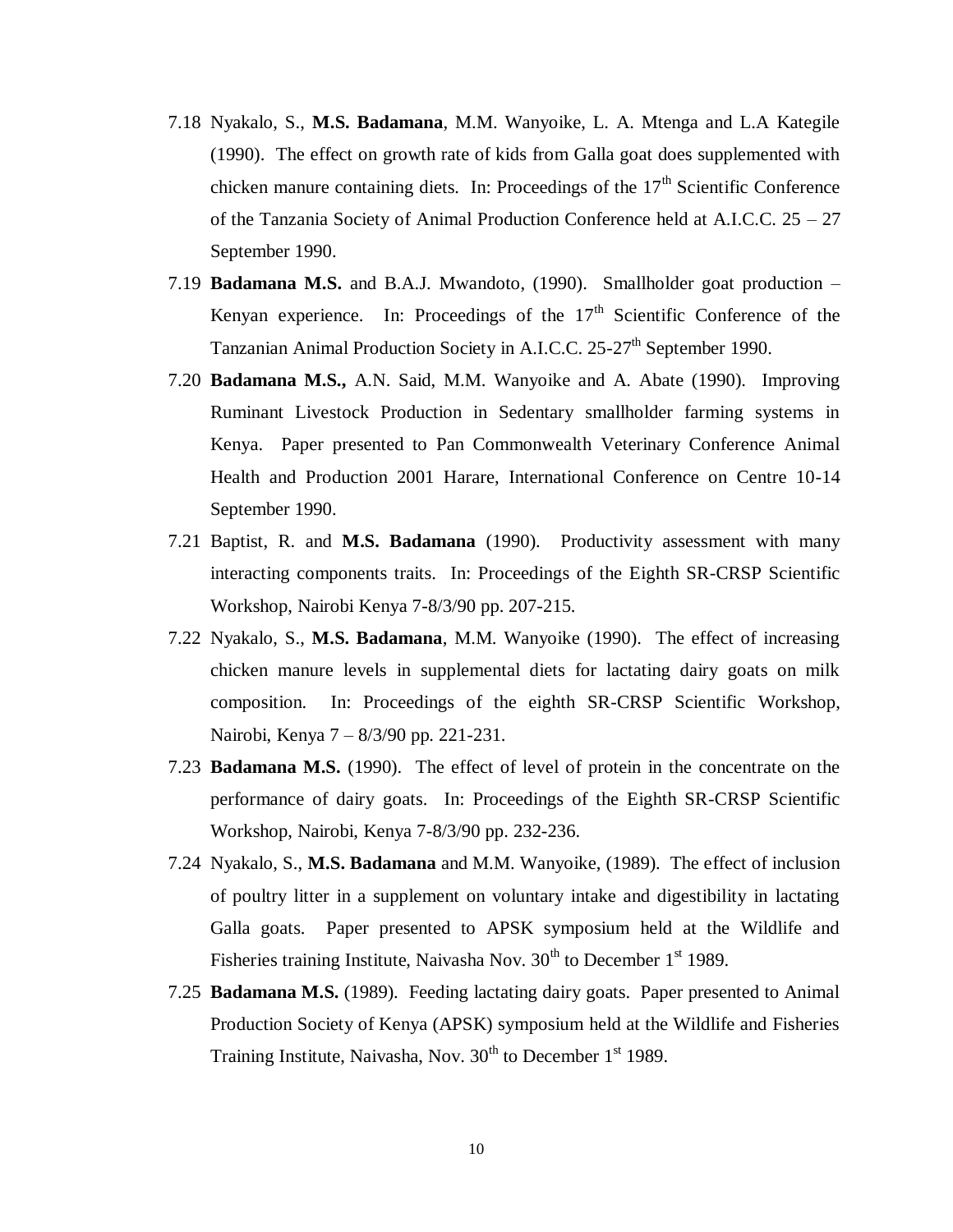7.18 Nyakalo, S., **M.S. Badamana**, M.M. Wanyoike, L. A. Mtenga and L.A Kategile (1990). The effect on growth rate of kids from Galla goat does supplemented with chicken manure containing diets. In: Proceedings of the 17th Scientific Conference of the Tanzania Society of Animal Production Conference held at A.I.C.C. 25 – 27 September 1990.

7.19 **Badamana M.S.** and B.A.J. Mwandoto, (1990). Smallholder goat production – Kenyan experience. In: Proceedings of the 17th Scientific Conference of the Tanzanian Animal Production Society in A.I.C.C. 25-27th September 1990.

7.20 **Badamana M.S.,** A.N. Said, M.M. Wanyoike and A. Abate (1990). Improving Ruminant Livestock Production in Sedentary smallholder farming systems in Kenya. Paper presented to Pan Commonwealth Veterinary Conference Animal Health and Production 2001 Harare, International Conference on Centre 10-14 September 1990.

7.21 Baptist, R. and **M.S. Badamana** (1990). Productivity assessment with many interacting components traits. In: Proceedings of the Eighth SR-CRSP Scientific Workshop, Nairobi Kenya 7-8/3/90 pp. 207-215.

7.22 Nyakalo, S., **M.S. Badamana**, M.M. Wanyoike (1990). The effect of increasing chicken manure levels in supplemental diets for lactating dairy goats on milk composition. In: Proceedings of the eighth SR-CRSP Scientific Workshop, Nairobi, Kenya 7 – 8/3/90 pp. 221-231.

7.23 **Badamana M.S.** (1990). The effect of level of protein in the concentrate on the performance of dairy goats. In: Proceedings of the Eighth SR-CRSP Scientific Workshop, Nairobi, Kenya 7-8/3/90 pp. 232-236.

7.24 Nyakalo, S., **M.S. Badamana** and M.M. Wanyoike, (1989). The effect of inclusion of poultry litter in a supplement on voluntary intake and digestibility in lactating Galla goats. Paper presented to APSK symposium held at the Wildlife and Fisheries training Institute, Naivasha Nov. 30th to December 1st 1989.

7.25 **Badamana M.S.** (1989). Feeding lactating dairy goats. Paper presented to Animal Production Society of Kenya (APSK) symposium held at the Wildlife and Fisheries Training Institute, Naivasha, Nov. 30th to December 1st 1989.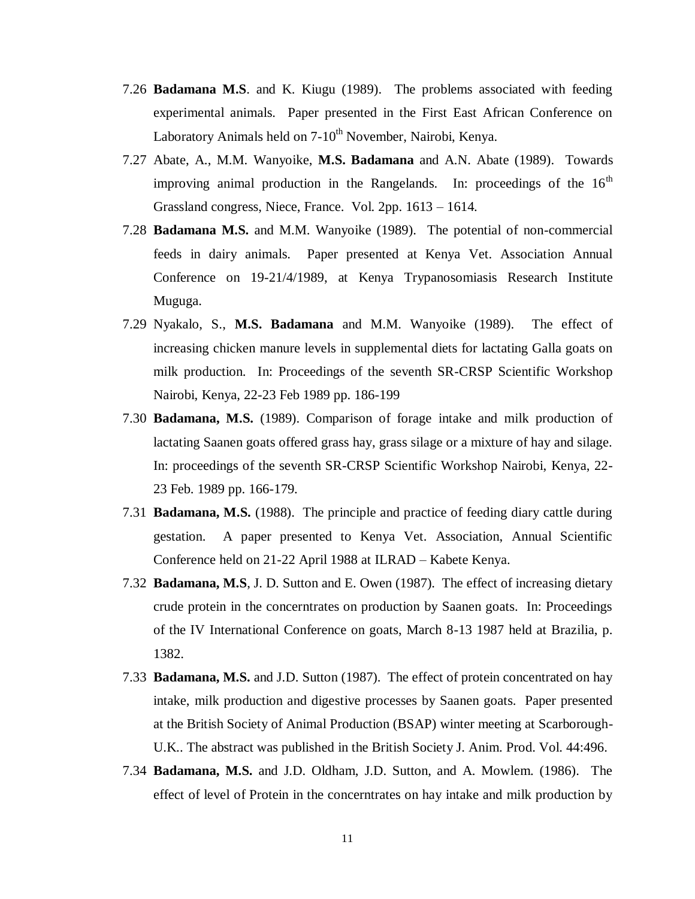7.26 **Badamana M.S**. and K. Kiugu (1989). The problems associated with feeding experimental animals. Paper presented in the First East African Conference on Laboratory Animals held on 7-10th November, Nairobi, Kenya.

7.27 Abate, A., M.M. Wanyoike, **M.S. Badamana** and A.N. Abate (1989). Towards improving animal production in the Rangelands. In: proceedings of the 16th Grassland congress, Niece, France. Vol. 2pp. 1613 – 1614.

7.28 **Badamana M.S.** and M.M. Wanyoike (1989). The potential of non-commercial feeds in dairy animals. Paper presented at Kenya Vet. Association Annual Conference on 19-21/4/1989, at Kenya Trypanosomiasis Research Institute Muguga.

7.29 Nyakalo, S., **M.S. Badamana** and M.M. Wanyoike (1989). The effect of increasing chicken manure levels in supplemental diets for lactating Galla goats on milk production. In: Proceedings of the seventh SR-CRSP Scientific Workshop Nairobi, Kenya, 22-23 Feb 1989 pp. 186-199

7.30 **Badamana, M.S.** (1989). Comparison of forage intake and milk production of lactating Saanen goats offered grass hay, grass silage or a mixture of hay and silage. In: proceedings of the seventh SR-CRSP Scientific Workshop Nairobi, Kenya, 22-23 Feb. 1989 pp. 166-179.

7.31 **Badamana, M.S.** (1988). The principle and practice of feeding diary cattle during gestation. A paper presented to Kenya Vet. Association, Annual Scientific Conference held on 21-22 April 1988 at ILRAD – Kabete Kenya.

7.32 **Badamana, M.S**, J. D. Sutton and E. Owen (1987). The effect of increasing dietary crude protein in the concerntrates on production by Saanen goats. In: Proceedings of the IV International Conference on goats, March 8-13 1987 held at Brazilia, p. 1382.

7.33 **Badamana, M.S.** and J.D. Sutton (1987). The effect of protein concentrated on hay intake, milk production and digestive processes by Saanen goats. Paper presented at the British Society of Animal Production (BSAP) winter meeting at Scarborough-U.K.. The abstract was published in the British Society J. Anim. Prod. Vol. 44:496.

7.34 **Badamana, M.S.** and J.D. Oldham, J.D. Sutton, and A. Mowlem. (1986). The effect of level of Protein in the concerntrates on hay intake and milk production by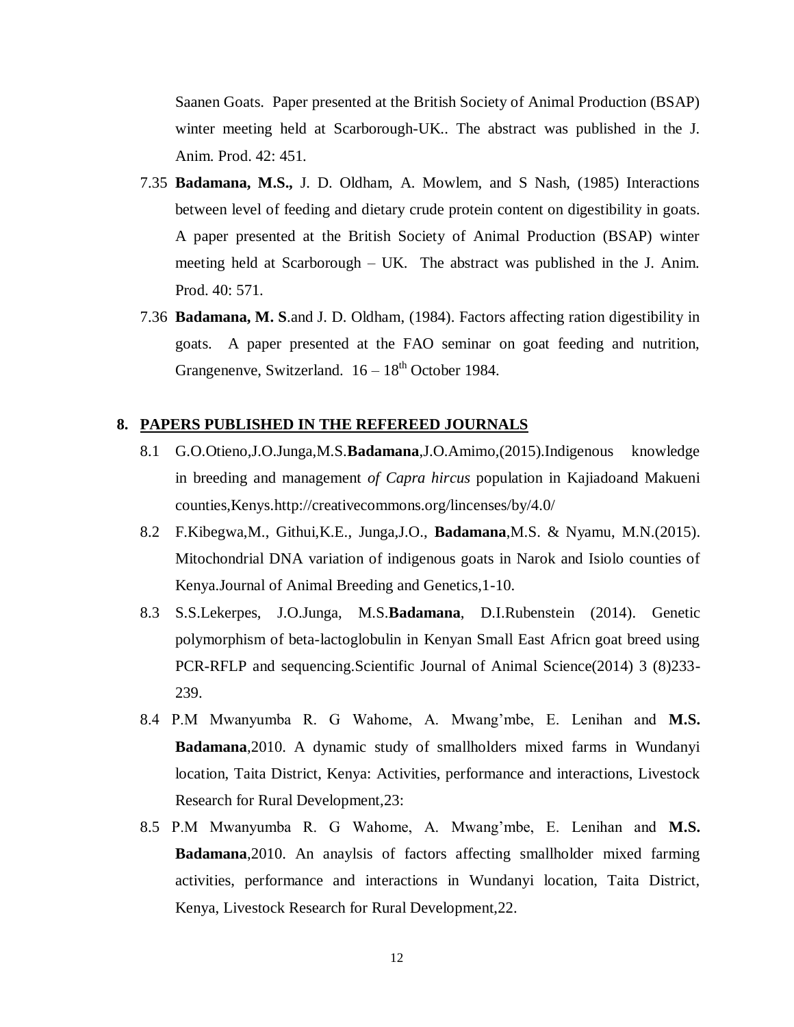Saanen Goats. Paper presented at the British Society of Animal Production (BSAP) winter meeting held at Scarborough-UK.. The abstract was published in the J. Anim. Prod. 42: 451.

7.35 **Badamana, M.S.,** J. D. Oldham, A. Mowlem, and S Nash, (1985) Interactions between level of feeding and dietary crude protein content on digestibility in goats. A paper presented at the British Society of Animal Production (BSAP) winter meeting held at Scarborough – UK. The abstract was published in the J. Anim. Prod. 40: 571.

7.36 **Badamana, M. S**.and J. D. Oldham, (1984). Factors affecting ration digestibility in goats. A paper presented at the FAO seminar on goat feeding and nutrition, Grangenenve, Switzerland. 16 – 18th October 1984.

## 8. PAPERS PUBLISHED IN THE REFEREED JOURNALS

8.1 G.O.Otieno,J.O.Junga,M.S.**Badamana**,J.O.Amimo,(2015).Indigenous knowledge in breeding and management *of Capra hircus* population in Kajiadoand Makueni counties,Kenys.http://creativecommons.org/lincenses/by/4.0/

8.2 F.Kibegwa,M., Githui,K.E., Junga,J.O., **Badamana**,M.S. & Nyamu, M.N.(2015). Mitochondrial DNA variation of indigenous goats in Narok and Isiolo counties of Kenya.Journal of Animal Breeding and Genetics,1-10.

8.3 S.S.Lekerpes, J.O.Junga, M.S.**Badamana**, D.I.Rubenstein (2014). Genetic polymorphism of beta-lactoglobulin in Kenyan Small East Africn goat breed using PCR-RFLP and sequencing.Scientific Journal of Animal Science(2014) 3 (8)233-239.

8.4 P.M Mwanyumba R. G Wahome, A. Mwang'mbe, E. Lenihan and **M.S. Badamana**,2010. A dynamic study of smallholders mixed farms in Wundanyi location, Taita District, Kenya: Activities, performance and interactions, Livestock Research for Rural Development,23:

8.5 P.M Mwanyumba R. G Wahome, A. Mwang'mbe, E. Lenihan and **M.S. Badamana**,2010. An anaylsis of factors affecting smallholder mixed farming activities, performance and interactions in Wundanyi location, Taita District, Kenya, Livestock Research for Rural Development,22.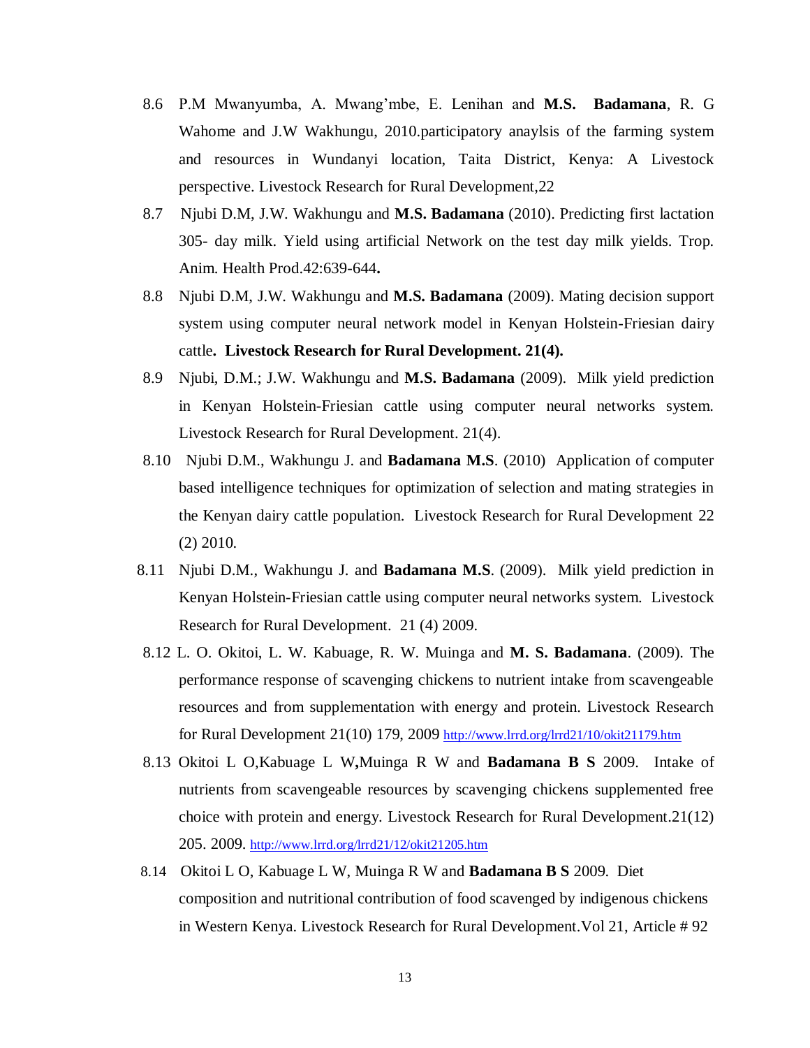8.6 P.M Mwanyumba, A. Mwang'mbe, E. Lenihan and **M.S. Badamana**, R. G Wahome and J.W Wakhungu, 2010.participatory anaylsis of the farming system and resources in Wundanyi location, Taita District, Kenya: A Livestock perspective. Livestock Research for Rural Development,22

8.7 Njubi D.M, J.W. Wakhungu and **M.S. Badamana** (2010). Predicting first lactation 305- day milk. Yield using artificial Network on the test day milk yields. Trop. Anim. Health Prod.42:639-644**.**

8.8 Njubi D.M, J.W. Wakhungu and **M.S. Badamana** (2009). Mating decision support system using computer neural network model in Kenyan Holstein-Friesian dairy cattle**. Livestock Research for Rural Development. 21(4).**

8.9 Njubi, D.M.; J.W. Wakhungu and **M.S. Badamana** (2009). Milk yield prediction in Kenyan Holstein-Friesian cattle using computer neural networks system. Livestock Research for Rural Development. 21(4).

8.10 Njubi D.M., Wakhungu J. and **Badamana M.S**. (2010) Application of computer based intelligence techniques for optimization of selection and mating strategies in the Kenyan dairy cattle population. Livestock Research for Rural Development 22 (2) 2010.

8.11 Njubi D.M., Wakhungu J. and **Badamana M.S**. (2009). Milk yield prediction in Kenyan Holstein-Friesian cattle using computer neural networks system. Livestock Research for Rural Development. 21 (4) 2009.

8.12 L. O. Okitoi, L. W. Kabuage, R. W. Muinga and **M. S. Badamana**. (2009). The performance response of scavenging chickens to nutrient intake from scavengeable resources and from supplementation with energy and protein. Livestock Research for Rural Development 21(10) 179, 2009 http://www.lrrd.org/lrrd21/10/okit21179.htm

8.13 Okitoi L O,Kabuage L W**,**Muinga R W and **Badamana B S** 2009. Intake of nutrients from scavengeable resources by scavenging chickens supplemented free choice with protein and energy. Livestock Research for Rural Development.21(12) 205. 2009. http://www.lrrd.org/lrrd21/12/okit21205.htm

8.14 Okitoi L O, Kabuage L W, Muinga R W and **Badamana B S** 2009. Diet composition and nutritional contribution of food scavenged by indigenous chickens in Western Kenya. Livestock Research for Rural Development.Vol 21, Article # 92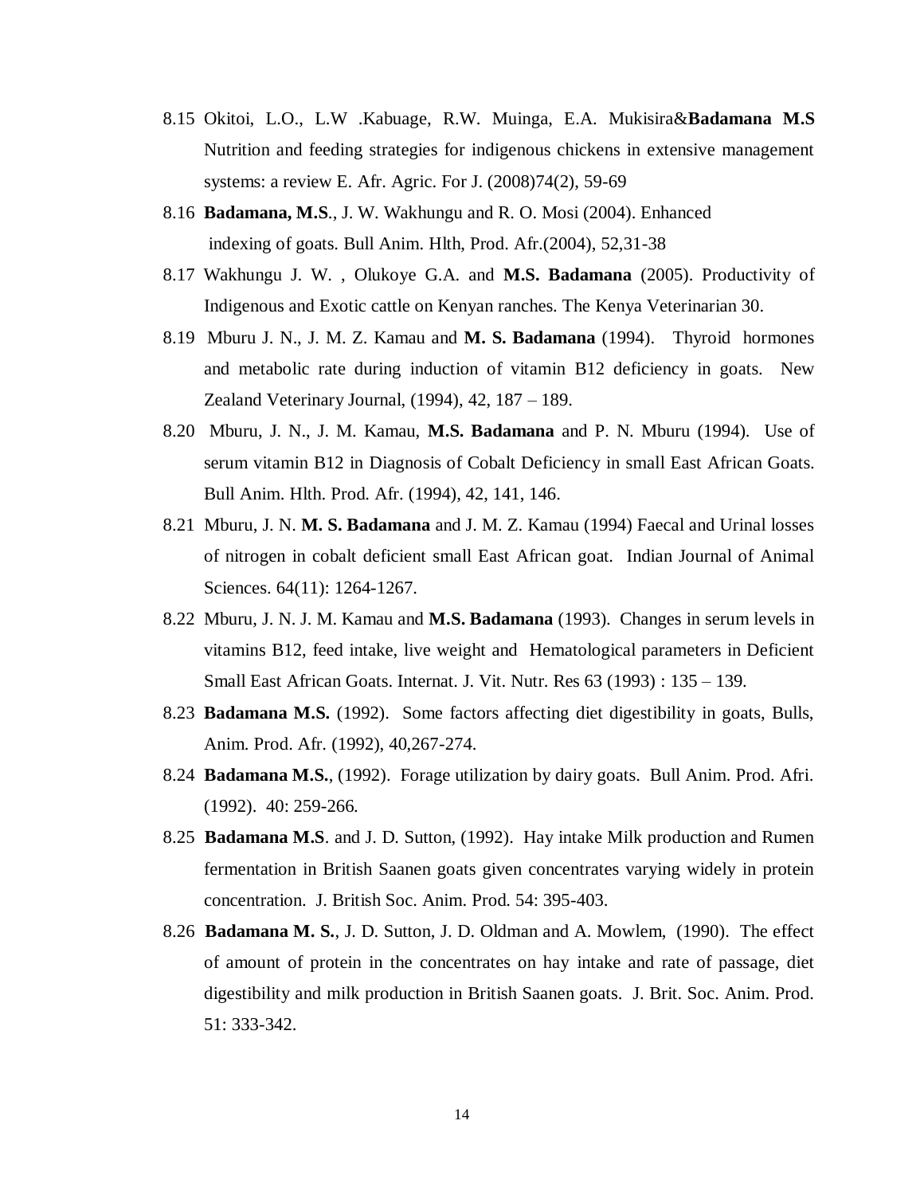8.15 Okitoi, L.O., L.W .Kabuage, R.W. Muinga, E.A. Mukisira&**Badamana M.S** Nutrition and feeding strategies for indigenous chickens in extensive management systems: a review E. Afr. Agric. For J. (2008)74(2), 59-69

8.16 **Badamana, M.S**., J. W. Wakhungu and R. O. Mosi (2004). Enhanced indexing of goats. Bull Anim. Hlth, Prod. Afr.(2004), 52,31-38

8.17 Wakhungu J. W. , Olukoye G.A. and **M.S. Badamana** (2005). Productivity of Indigenous and Exotic cattle on Kenyan ranches. The Kenya Veterinarian 30.

8.19 Mburu J. N., J. M. Z. Kamau and **M. S. Badamana** (1994). Thyroid hormones and metabolic rate during induction of vitamin B12 deficiency in goats. New Zealand Veterinary Journal, (1994), 42, 187 – 189.

8.20 Mburu, J. N., J. M. Kamau, **M.S. Badamana** and P. N. Mburu (1994). Use of serum vitamin B12 in Diagnosis of Cobalt Deficiency in small East African Goats. Bull Anim. Hlth. Prod. Afr. (1994), 42, 141, 146.

8.21 Mburu, J. N. **M. S. Badamana** and J. M. Z. Kamau (1994) Faecal and Urinal losses of nitrogen in cobalt deficient small East African goat. Indian Journal of Animal Sciences. 64(11): 1264-1267.

8.22 Mburu, J. N. J. M. Kamau and **M.S. Badamana** (1993). Changes in serum levels in vitamins B12, feed intake, live weight and Hematological parameters in Deficient Small East African Goats. Internat. J. Vit. Nutr. Res 63 (1993) : 135 – 139.

8.23 **Badamana M.S.** (1992). Some factors affecting diet digestibility in goats, Bulls, Anim. Prod. Afr. (1992), 40,267-274.

8.24 **Badamana M.S.**, (1992). Forage utilization by dairy goats. Bull Anim. Prod. Afri. (1992). 40: 259-266.

8.25 **Badamana M.S**. and J. D. Sutton, (1992). Hay intake Milk production and Rumen fermentation in British Saanen goats given concentrates varying widely in protein concentration. J. British Soc. Anim. Prod. 54: 395-403.

8.26 **Badamana M. S.**, J. D. Sutton, J. D. Oldman and A. Mowlem, (1990). The effect of amount of protein in the concentrates on hay intake and rate of passage, diet digestibility and milk production in British Saanen goats. J. Brit. Soc. Anim. Prod. 51: 333-342.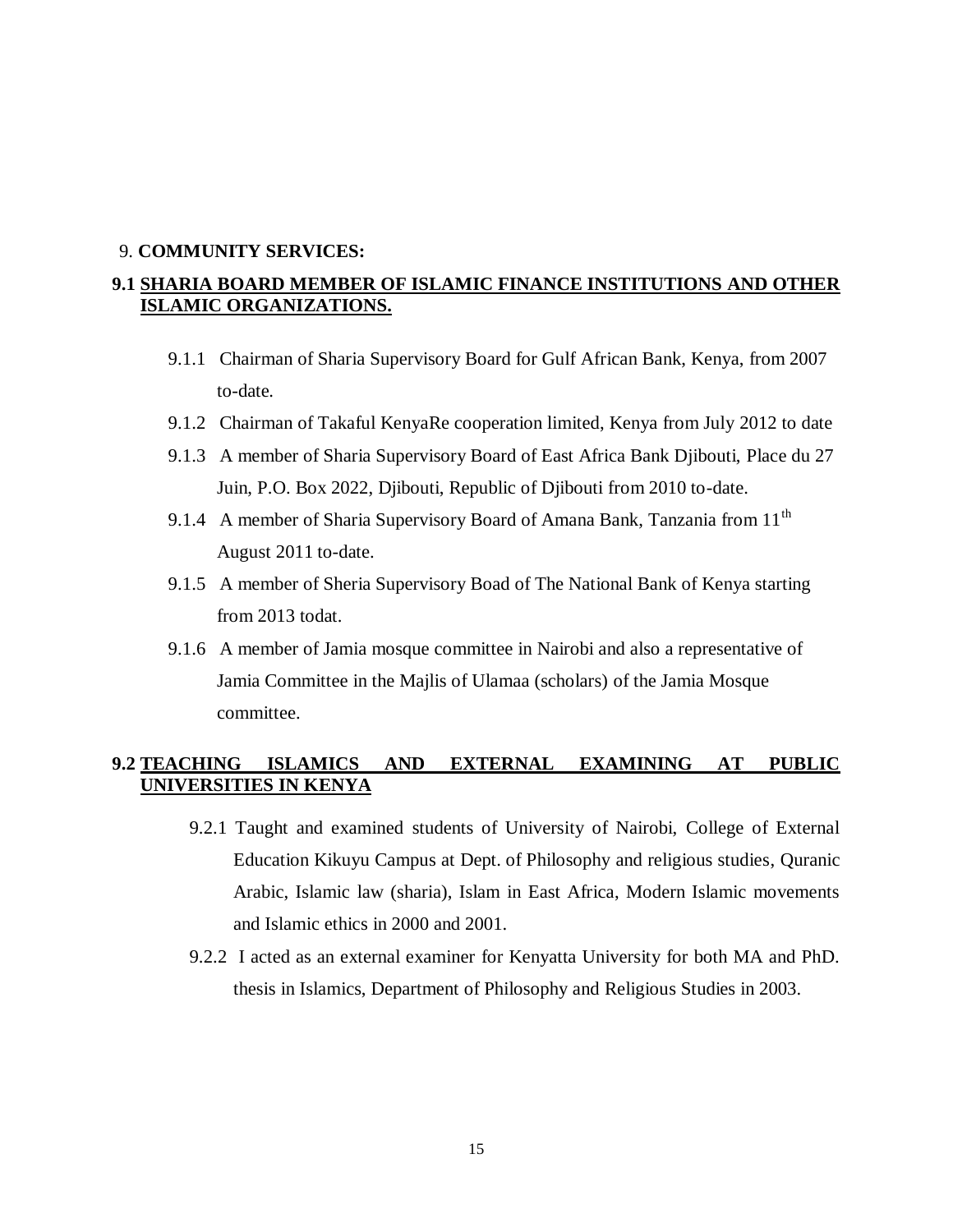## 9. **COMMUNITY SERVICES:**

### 9.1 SHARIA BOARD MEMBER OF ISLAMIC FINANCE INSTITUTIONS AND OTHER ISLAMIC ORGANIZATIONS.

- 9.1.1 Chairman of Sharia Supervisory Board for Gulf African Bank, Kenya, from 2007 to-date.
- 9.1.2 Chairman of Takaful KenyaRe cooperation limited, Kenya from July 2012 to date
- 9.1.3 A member of Sharia Supervisory Board of East Africa Bank Djibouti, Place du 27 Juin, P.O. Box 2022, Djibouti, Republic of Djibouti from 2010 to-date.
- 9.1.4 A member of Sharia Supervisory Board of Amana Bank, Tanzania from 11th August 2011 to-date.
- 9.1.5 A member of Sheria Supervisory Boad of The National Bank of Kenya starting from 2013 todat.
- 9.1.6 A member of Jamia mosque committee in Nairobi and also a representative of Jamia Committee in the Majlis of Ulamaa (scholars) of the Jamia Mosque committee.

### 9.2 TEACHING ISLAMICS AND EXTERNAL EXAMINING AT PUBLIC UNIVERSITIES IN KENYA

- 9.2.1 Taught and examined students of University of Nairobi, College of External Education Kikuyu Campus at Dept. of Philosophy and religious studies, Quranic Arabic, Islamic law (sharia), Islam in East Africa, Modern Islamic movements and Islamic ethics in 2000 and 2001.
- 9.2.2 I acted as an external examiner for Kenyatta University for both MA and PhD. thesis in Islamics, Department of Philosophy and Religious Studies in 2003.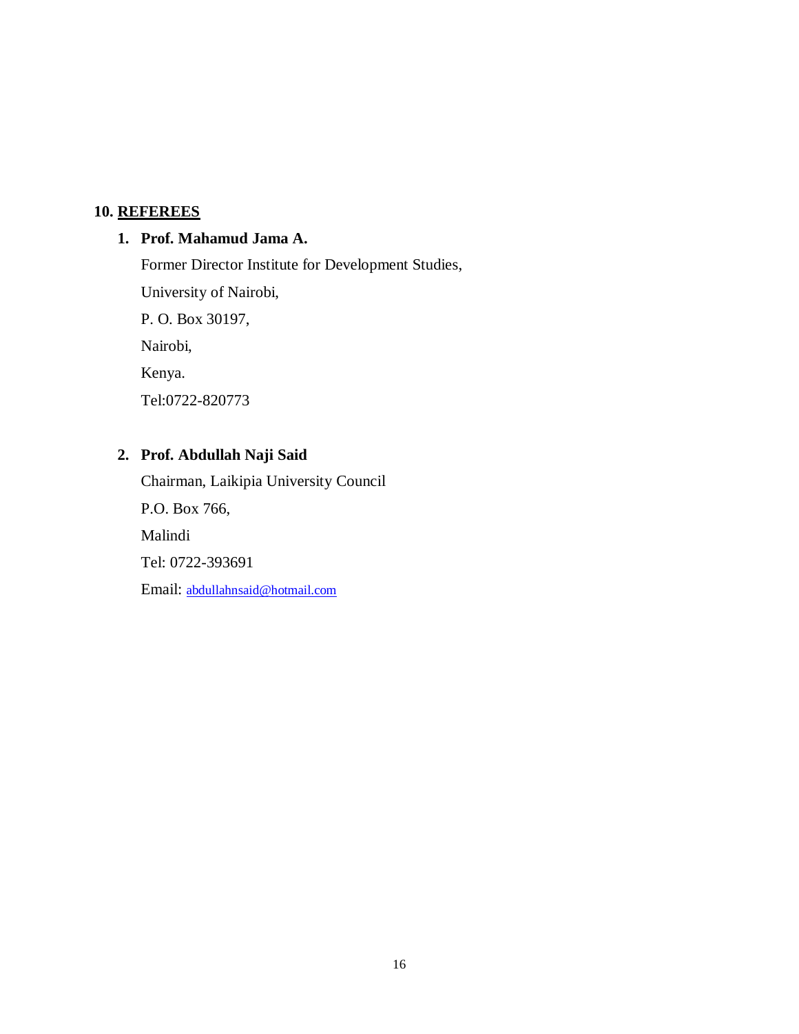## 10. REFEREES

1. **Prof. Mahamud Jama A.**

   Former Director Institute for Development Studies,

   University of Nairobi,

   P. O. Box 30197,

   Nairobi,

   Kenya.

   Tel:0722-820773

2. **Prof. Abdullah Naji Said**

   Chairman, Laikipia University Council

   P.O. Box 766,

   Malindi

   Tel: 0722-393691

   Email: abdullahnsaid@hotmail.com